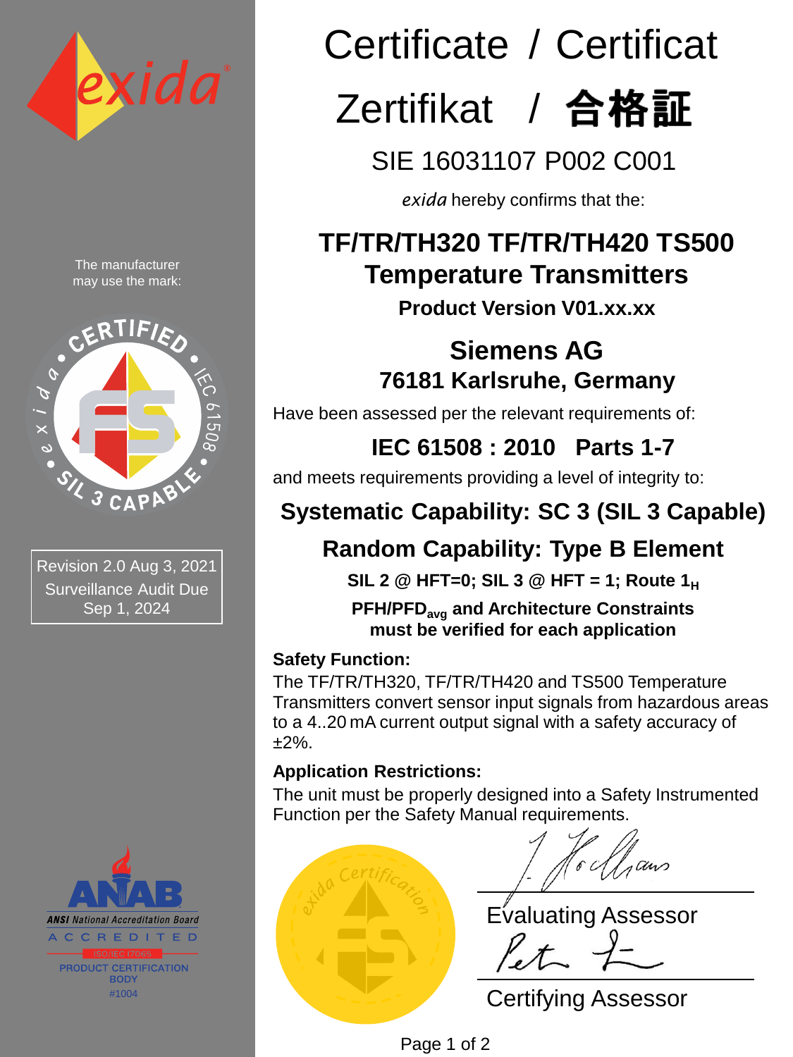# Certificate / Certificat

# Zertifikat / 合格証

## SIE 16031107 P002 C001

*exida* hereby confirms that the:

## TF/TR/TH320 TF/TR/TH420 TS500 Temperature Transmitters

**Product Version V01.xx.xx**

## Siemens AG
## 76181 Karlsruhe, Germany

Have been assessed per the relevant requirements of:

## IEC 61508 : 2010 Parts 1-7

and meets requirements providing a level of integrity to:

## Systematic Capability: SC 3 (SIL 3 Capable)

## Random Capability: Type B Element

**SIL 2 @ HFT=0; SIL 3 @ HFT = 1; Route $1_H$**

**PFH/$PFD_{avg}$ and Architecture Constraints must be verified for each application**

**Safety Function:**

The TF/TR/TH320, TF/TR/TH420 and TS500 Temperature Transmitters convert sensor input signals from hazardous areas to a 4..20 mA current output signal with a safety accuracy of ±2%.

**Application Restrictions:**

The unit must be properly designed into a Safety Instrumented Function per the Safety Manual requirements.

The manufacturer may use the mark:

CERTIFIED • IEC 61508 • SIL 3 CAPABLE • exida

Revision 2.0 Aug 3, 2021
Surveillance Audit Due
Sep 1, 2024

ANAB
ANSI National Accreditation Board
ACCREDITED
ISO/IEC 17065
PRODUCT CERTIFICATION BODY
#1004

Evaluating Assessor

Certifying Assessor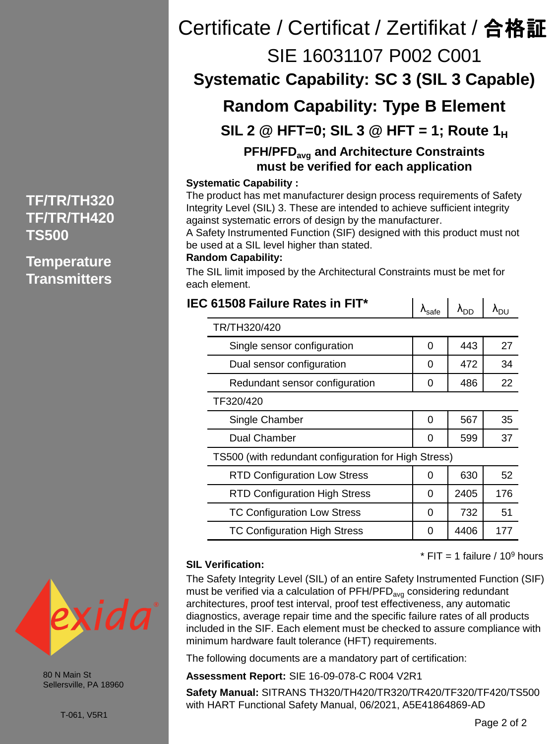# Certificate / Certificat / Zertifikat / 合格証

## SIE 16031107 P002 C001

**TF/TR/TH320**
**TF/TR/TH420**
**TS500**

**Temperature Transmitters**

## Systematic Capability: SC 3 (SIL 3 Capable)

## Random Capability: Type B Element

### SIL 2 @ HFT=0; SIL 3 @ HFT = 1; Route $1_H$

**$PFH/PFD_{avg}$ and Architecture Constraints must be verified for each application**

**Systematic Capability :**

The product has met manufacturer design process requirements of Safety Integrity Level (SIL) 3. These are intended to achieve sufficient integrity against systematic errors of design by the manufacturer.

A Safety Instrumented Function (SIF) designed with this product must not be used at a SIL level higher than stated.

**Random Capability:**

The SIL limit imposed by the Architectural Constraints must be met for each element.

| IEC 61508 Failure Rates in FIT* | $\lambda_{safe}$ | $\lambda_{DD}$ | $\lambda_{DU}$ |
|---|---|---|---|
| TR/TH320/420 | | | |
| Single sensor configuration | 0 | 443 | 27 |
| Dual sensor configuration | 0 | 472 | 34 |
| Redundant sensor configuration | 0 | 486 | 22 |
| TF320/420 | | | |
| Single Chamber | 0 | 567 | 35 |
| Dual Chamber | 0 | 599 | 37 |
| TS500 (with redundant configuration for High Stress) | | | |
| RTD Configuration Low Stress | 0 | 630 | 52 |
| RTD Configuration High Stress | 0 | 2405 | 176 |
| TC Configuration Low Stress | 0 | 732 | 51 |
| TC Configuration High Stress | 0 | 4406 | 177 |

\* FIT = 1 failure / $10^9$ hours

**SIL Verification:**

The Safety Integrity Level (SIL) of an entire Safety Instrumented Function (SIF) must be verified via a calculation of $PFH/PFD_{avg}$ considering redundant architectures, proof test interval, proof test effectiveness, any automatic diagnostics, average repair time and the specific failure rates of all products included in the SIF. Each element must be checked to assure compliance with minimum hardware fault tolerance (HFT) requirements.

The following documents are a mandatory part of certification:

**Assessment Report:** SIE 16-09-078-C R004 V2R1

**Safety Manual:** SITRANS TH320/TH420/TR320/TR420/TF320/TF420/TS500 with HART Functional Safety Manual, 06/2021, A5E41864869-AD

exida®

80 N Main St
Sellersville, PA 18960

T-061, V5R1